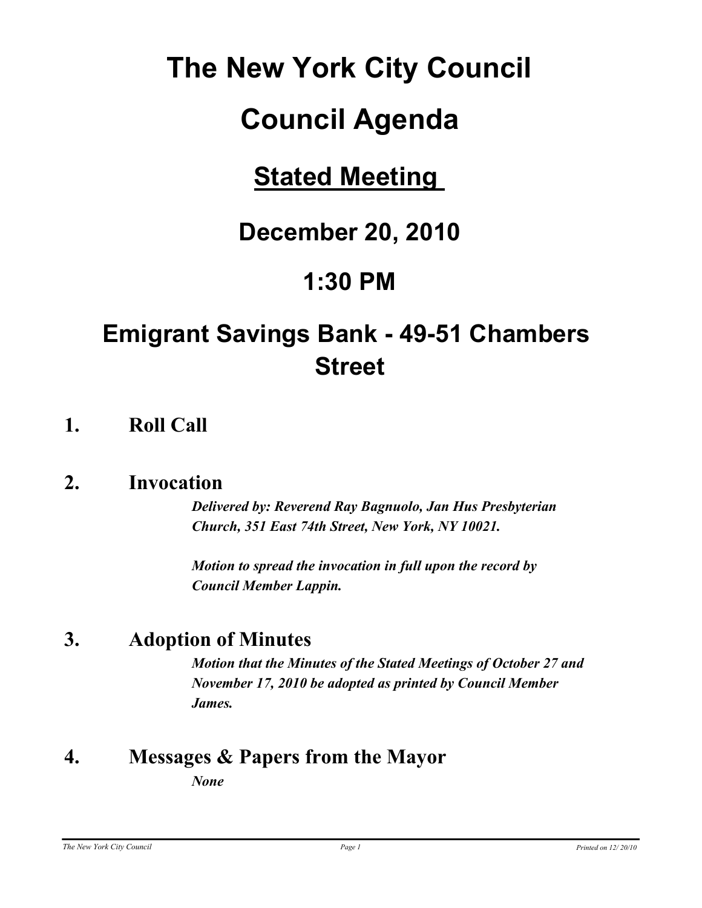# The New York City Council

# Council Agenda

## Stated Meeting

## December 20, 2010

## 1:30 PM

## Emigrant Savings Bank - 49-51 Chambers Street

### 1. Roll Call

### 2. Invocation

***Delivered by: Reverend Ray Bagnuolo, Jan Hus Presbyterian Church, 351 East 74th Street, New York, NY 10021.***

***Motion to spread the invocation in full upon the record by Council Member Lappin.***

### 3. Adoption of Minutes

***Motion that the Minutes of the Stated Meetings of October 27 and November 17, 2010 be adopted as printed by Council Member James.***

### 4. Messages & Papers from the Mayor

***None***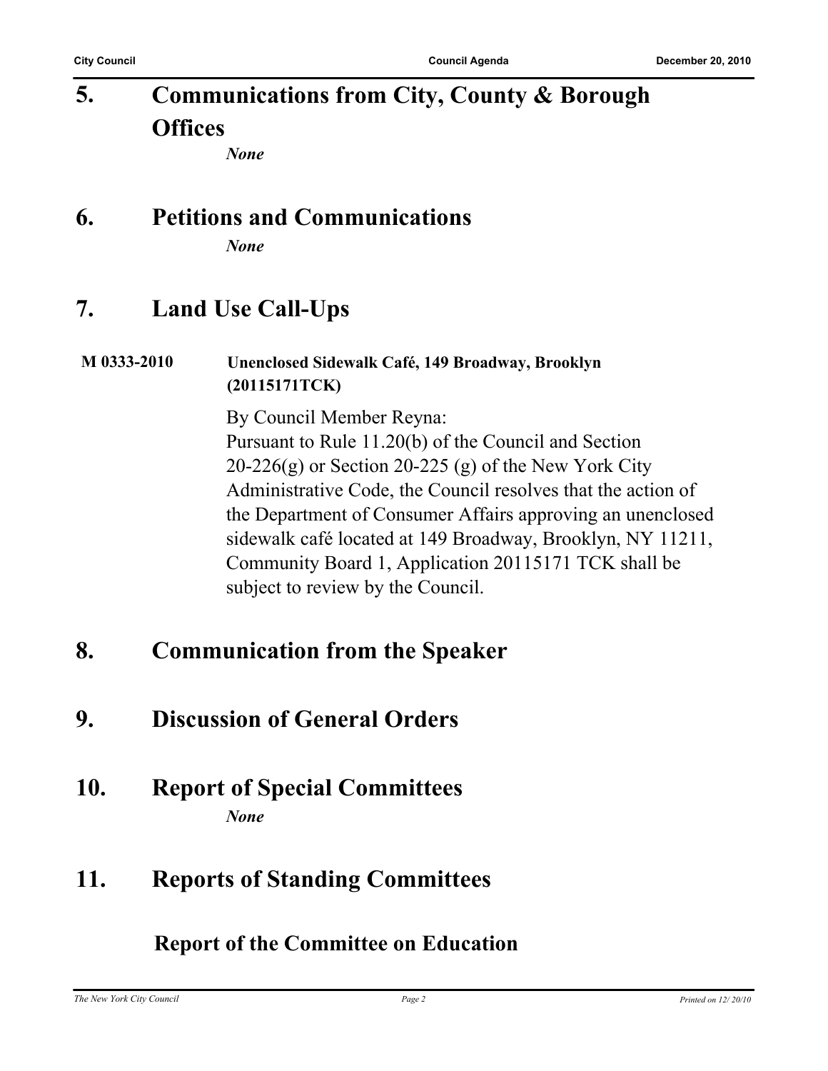## 5. Communications from City, County & Borough Offices

*None*

## 6. Petitions and Communications

*None*

## 7. Land Use Call-Ups

**M 0333-2010** **Unenclosed Sidewalk Café, 149 Broadway, Brooklyn (20115171TCK)**

By Council Member Reyna:
Pursuant to Rule 11.20(b) of the Council and Section 20-226(g) or Section 20-225 (g) of the New York City Administrative Code, the Council resolves that the action of the Department of Consumer Affairs approving an unenclosed sidewalk café located at 149 Broadway, Brooklyn, NY 11211, Community Board 1, Application 20115171 TCK shall be subject to review by the Council.

## 8. Communication from the Speaker

## 9. Discussion of General Orders

## 10. Report of Special Committees

*None*

## 11. Reports of Standing Committees

### Report of the Committee on Education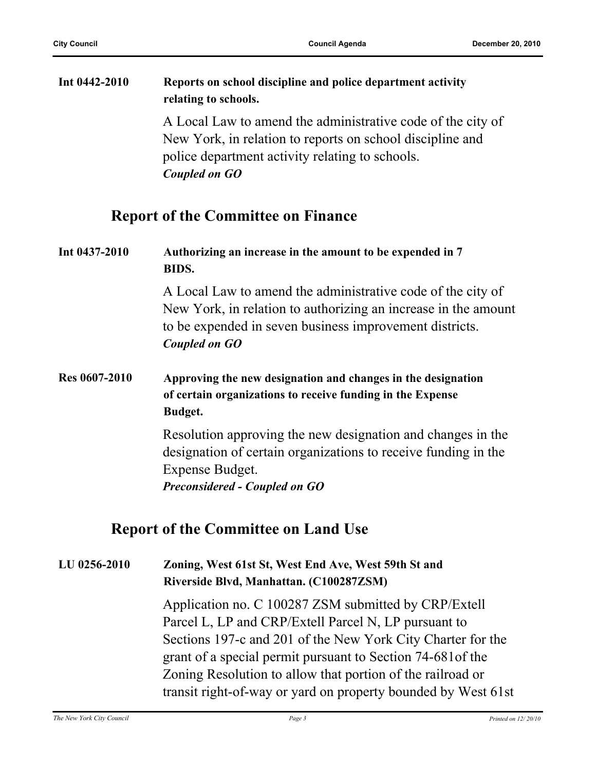**Int 0442-2010** **Reports on school discipline and police department activity relating to schools.**

A Local Law to amend the administrative code of the city of New York, in relation to reports on school discipline and police department activity relating to schools.
***Coupled on GO***

## Report of the Committee on Finance

**Int 0437-2010** **Authorizing an increase in the amount to be expended in 7 BIDS.**

A Local Law to amend the administrative code of the city of New York, in relation to authorizing an increase in the amount to be expended in seven business improvement districts.
***Coupled on GO***

**Res 0607-2010** **Approving the new designation and changes in the designation of certain organizations to receive funding in the Expense Budget.**

Resolution approving the new designation and changes in the designation of certain organizations to receive funding in the Expense Budget.
***Preconsidered - Coupled on GO***

## Report of the Committee on Land Use

**LU 0256-2010** **Zoning, West 61st St, West End Ave, West 59th St and Riverside Blvd, Manhattan. (C100287ZSM)**

Application no. C 100287 ZSM submitted by CRP/Extell Parcel L, LP and CRP/Extell Parcel N, LP pursuant to Sections 197-c and 201 of the New York City Charter for the grant of a special permit pursuant to Section 74-681of the Zoning Resolution to allow that portion of the railroad or transit right-of-way or yard on property bounded by West 61st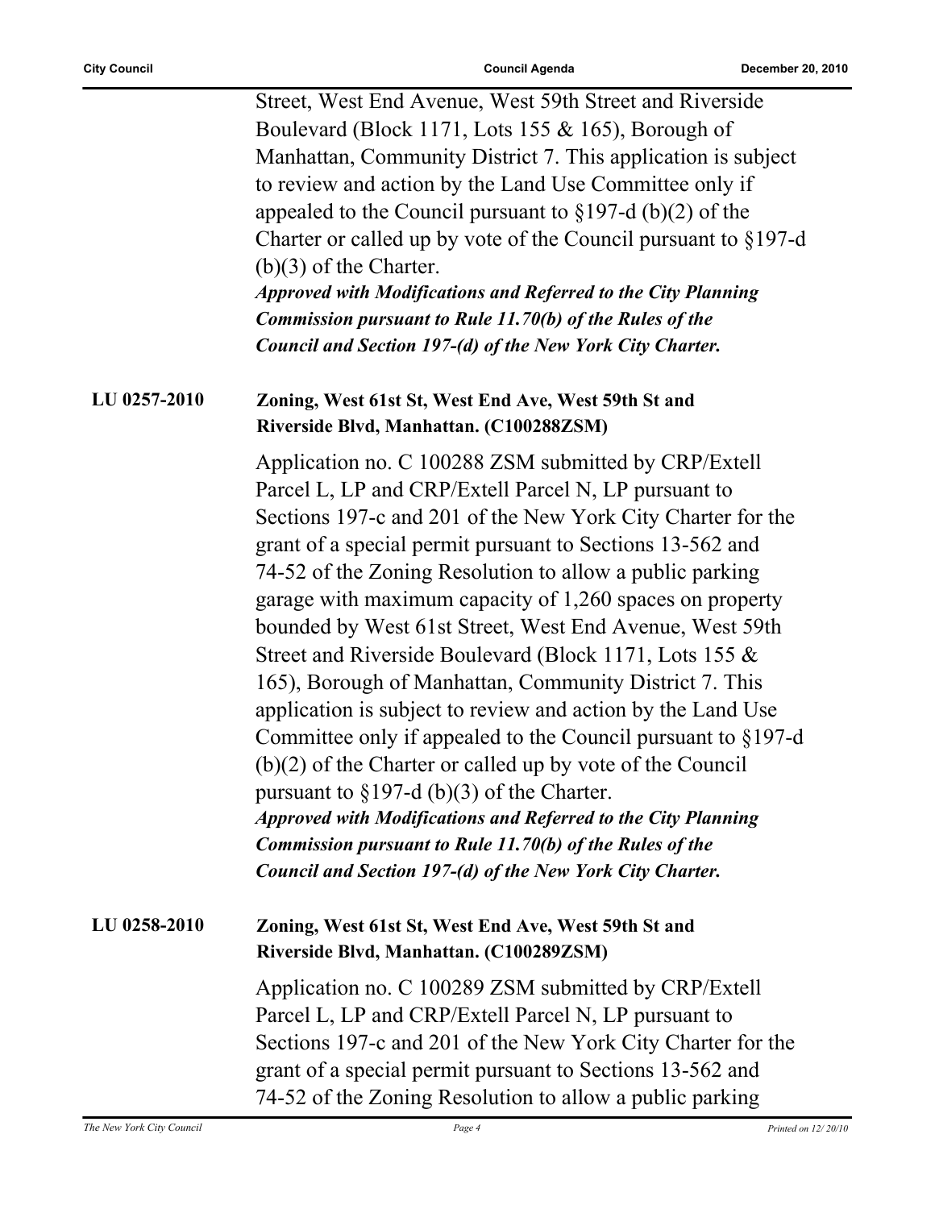Street, West End Avenue, West 59th Street and Riverside Boulevard (Block 1171, Lots 155 & 165), Borough of Manhattan, Community District 7. This application is subject to review and action by the Land Use Committee only if appealed to the Council pursuant to §197-d (b)(2) of the Charter or called up by vote of the Council pursuant to §197-d (b)(3) of the Charter.

***Approved with Modifications and Referred to the City Planning Commission pursuant to Rule 11.70(b) of the Rules of the Council and Section 197-(d) of the New York City Charter.***

**LU 0257-2010** **Zoning, West 61st St, West End Ave, West 59th St and Riverside Blvd, Manhattan. (C100288ZSM)**

Application no. C 100288 ZSM submitted by CRP/Extell Parcel L, LP and CRP/Extell Parcel N, LP pursuant to Sections 197-c and 201 of the New York City Charter for the grant of a special permit pursuant to Sections 13-562 and 74-52 of the Zoning Resolution to allow a public parking garage with maximum capacity of 1,260 spaces on property bounded by West 61st Street, West End Avenue, West 59th Street and Riverside Boulevard (Block 1171, Lots 155 & 165), Borough of Manhattan, Community District 7. This application is subject to review and action by the Land Use Committee only if appealed to the Council pursuant to §197-d (b)(2) of the Charter or called up by vote of the Council pursuant to §197-d (b)(3) of the Charter.

***Approved with Modifications and Referred to the City Planning Commission pursuant to Rule 11.70(b) of the Rules of the Council and Section 197-(d) of the New York City Charter.***

**LU 0258-2010** **Zoning, West 61st St, West End Ave, West 59th St and Riverside Blvd, Manhattan. (C100289ZSM)**

Application no. C 100289 ZSM submitted by CRP/Extell Parcel L, LP and CRP/Extell Parcel N, LP pursuant to Sections 197-c and 201 of the New York City Charter for the grant of a special permit pursuant to Sections 13-562 and 74-52 of the Zoning Resolution to allow a public parking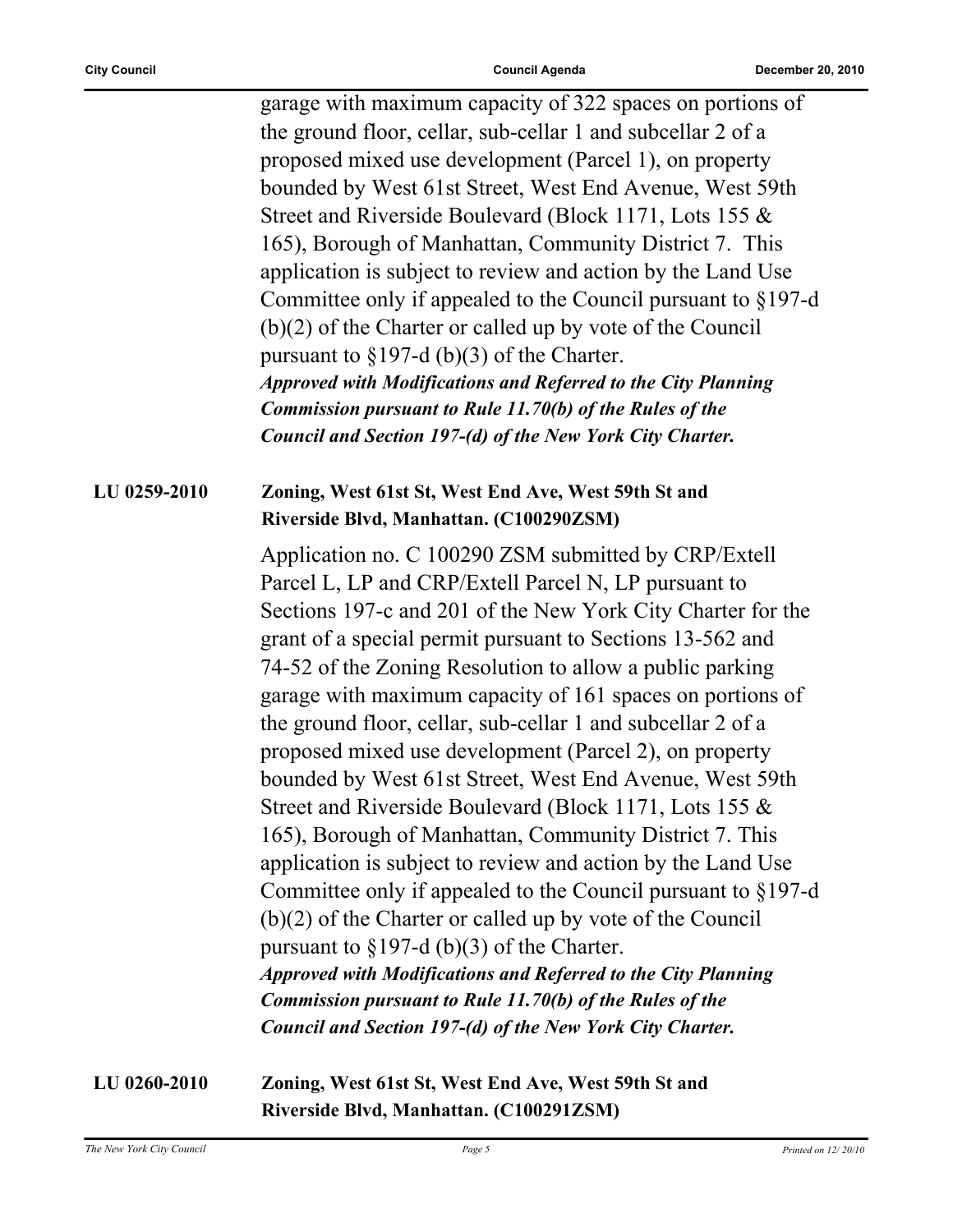garage with maximum capacity of 322 spaces on portions of the ground floor, cellar, sub-cellar 1 and subcellar 2 of a proposed mixed use development (Parcel 1), on property bounded by West 61st Street, West End Avenue, West 59th Street and Riverside Boulevard (Block 1171, Lots 155 & 165), Borough of Manhattan, Community District 7. This application is subject to review and action by the Land Use Committee only if appealed to the Council pursuant to §197-d (b)(2) of the Charter or called up by vote of the Council pursuant to §197-d (b)(3) of the Charter.

***Approved with Modifications and Referred to the City Planning Commission pursuant to Rule 11.70(b) of the Rules of the Council and Section 197-(d) of the New York City Charter.***

**LU 0259-2010** **Zoning, West 61st St, West End Ave, West 59th St and Riverside Blvd, Manhattan. (C100290ZSM)**

Application no. C 100290 ZSM submitted by CRP/Extell Parcel L, LP and CRP/Extell Parcel N, LP pursuant to Sections 197-c and 201 of the New York City Charter for the grant of a special permit pursuant to Sections 13-562 and 74-52 of the Zoning Resolution to allow a public parking garage with maximum capacity of 161 spaces on portions of the ground floor, cellar, sub-cellar 1 and subcellar 2 of a proposed mixed use development (Parcel 2), on property bounded by West 61st Street, West End Avenue, West 59th Street and Riverside Boulevard (Block 1171, Lots 155 & 165), Borough of Manhattan, Community District 7. This application is subject to review and action by the Land Use Committee only if appealed to the Council pursuant to §197-d (b)(2) of the Charter or called up by vote of the Council pursuant to §197-d (b)(3) of the Charter.

***Approved with Modifications and Referred to the City Planning Commission pursuant to Rule 11.70(b) of the Rules of the Council and Section 197-(d) of the New York City Charter.***

**LU 0260-2010** **Zoning, West 61st St, West End Ave, West 59th St and Riverside Blvd, Manhattan. (C100291ZSM)**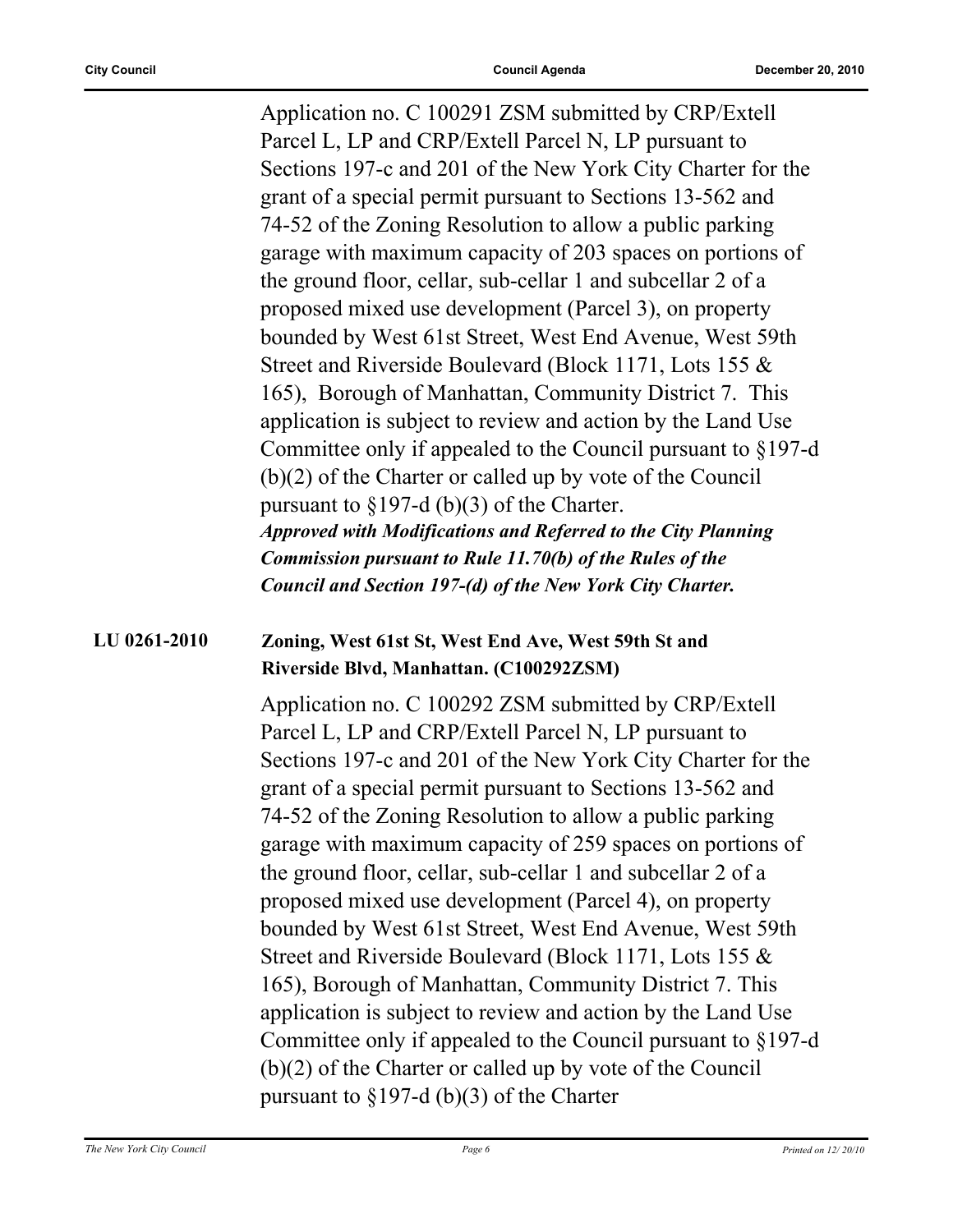Application no. C 100291 ZSM submitted by CRP/Extell Parcel L, LP and CRP/Extell Parcel N, LP pursuant to Sections 197-c and 201 of the New York City Charter for the grant of a special permit pursuant to Sections 13-562 and 74-52 of the Zoning Resolution to allow a public parking garage with maximum capacity of 203 spaces on portions of the ground floor, cellar, sub-cellar 1 and subcellar 2 of a proposed mixed use development (Parcel 3), on property bounded by West 61st Street, West End Avenue, West 59th Street and Riverside Boulevard (Block 1171, Lots 155 & 165), Borough of Manhattan, Community District 7. This application is subject to review and action by the Land Use Committee only if appealed to the Council pursuant to §197-d (b)(2) of the Charter or called up by vote of the Council pursuant to §197-d (b)(3) of the Charter.

***Approved with Modifications and Referred to the City Planning Commission pursuant to Rule 11.70(b) of the Rules of the Council and Section 197-(d) of the New York City Charter.***

**LU 0261-2010** **Zoning, West 61st St, West End Ave, West 59th St and Riverside Blvd, Manhattan. (C100292ZSM)**

Application no. C 100292 ZSM submitted by CRP/Extell Parcel L, LP and CRP/Extell Parcel N, LP pursuant to Sections 197-c and 201 of the New York City Charter for the grant of a special permit pursuant to Sections 13-562 and 74-52 of the Zoning Resolution to allow a public parking garage with maximum capacity of 259 spaces on portions of the ground floor, cellar, sub-cellar 1 and subcellar 2 of a proposed mixed use development (Parcel 4), on property bounded by West 61st Street, West End Avenue, West 59th Street and Riverside Boulevard (Block 1171, Lots 155 & 165), Borough of Manhattan, Community District 7. This application is subject to review and action by the Land Use Committee only if appealed to the Council pursuant to §197-d (b)(2) of the Charter or called up by vote of the Council pursuant to §197-d (b)(3) of the Charter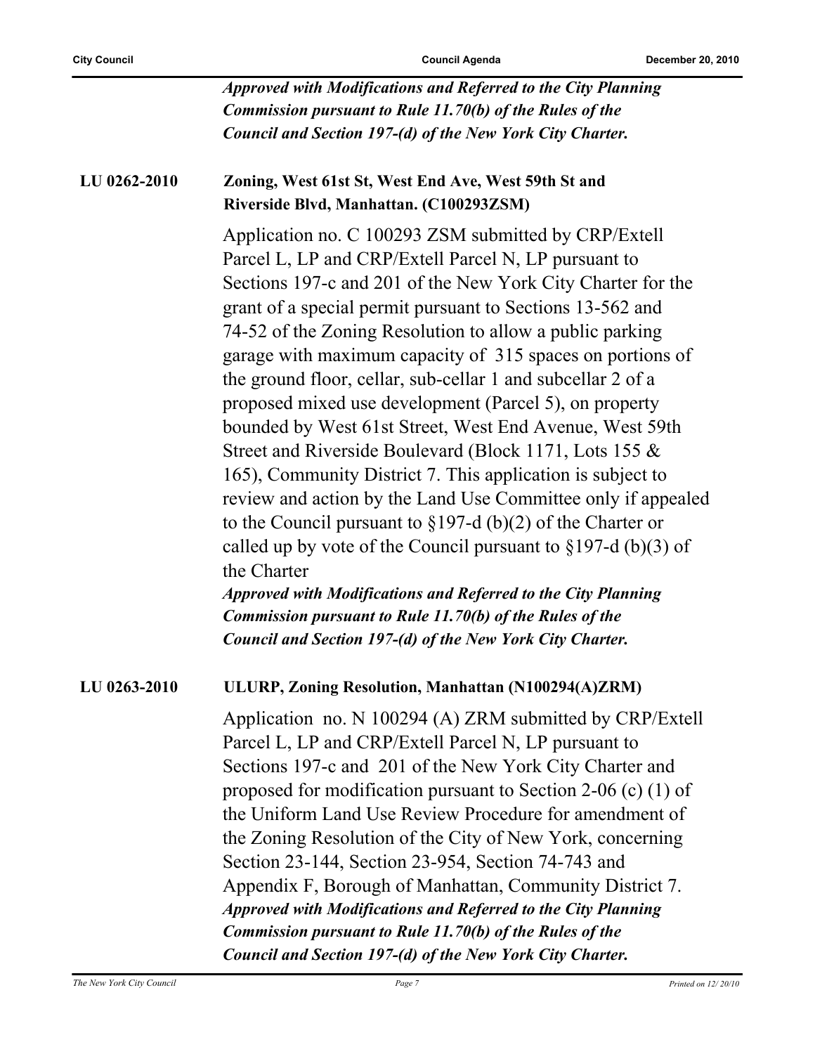***Approved with Modifications and Referred to the City Planning Commission pursuant to Rule 11.70(b) of the Rules of the Council and Section 197-(d) of the New York City Charter.***

**LU 0262-2010** **Zoning, West 61st St, West End Ave, West 59th St and Riverside Blvd, Manhattan. (C100293ZSM)**

Application no. C 100293 ZSM submitted by CRP/Extell Parcel L, LP and CRP/Extell Parcel N, LP pursuant to Sections 197-c and 201 of the New York City Charter for the grant of a special permit pursuant to Sections 13-562 and 74-52 of the Zoning Resolution to allow a public parking garage with maximum capacity of 315 spaces on portions of the ground floor, cellar, sub-cellar 1 and subcellar 2 of a proposed mixed use development (Parcel 5), on property bounded by West 61st Street, West End Avenue, West 59th Street and Riverside Boulevard (Block 1171, Lots 155 & 165), Community District 7. This application is subject to review and action by the Land Use Committee only if appealed to the Council pursuant to §197-d (b)(2) of the Charter or called up by vote of the Council pursuant to §197-d (b)(3) of the Charter

***Approved with Modifications and Referred to the City Planning Commission pursuant to Rule 11.70(b) of the Rules of the Council and Section 197-(d) of the New York City Charter.***

**LU 0263-2010** **ULURP, Zoning Resolution, Manhattan (N100294(A)ZRM)**

Application no. N 100294 (A) ZRM submitted by CRP/Extell Parcel L, LP and CRP/Extell Parcel N, LP pursuant to Sections 197-c and 201 of the New York City Charter and proposed for modification pursuant to Section 2-06 (c) (1) of the Uniform Land Use Review Procedure for amendment of the Zoning Resolution of the City of New York, concerning Section 23-144, Section 23-954, Section 74-743 and Appendix F, Borough of Manhattan, Community District 7.

***Approved with Modifications and Referred to the City Planning Commission pursuant to Rule 11.70(b) of the Rules of the Council and Section 197-(d) of the New York City Charter.***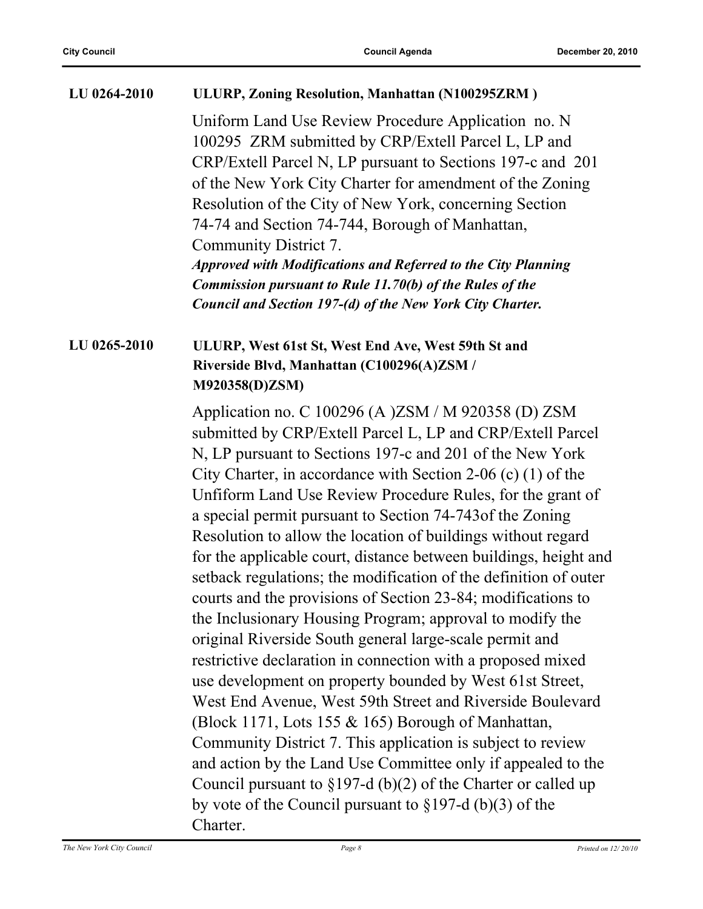**LU 0264-2010** **ULURP, Zoning Resolution, Manhattan (N100295ZRM )**

Uniform Land Use Review Procedure Application no. N 100295 ZRM submitted by CRP/Extell Parcel L, LP and CRP/Extell Parcel N, LP pursuant to Sections 197-c and 201 of the New York City Charter for amendment of the Zoning Resolution of the City of New York, concerning Section 74-74 and Section 74-744, Borough of Manhattan, Community District 7.

***Approved with Modifications and Referred to the City Planning Commission pursuant to Rule 11.70(b) of the Rules of the Council and Section 197-(d) of the New York City Charter.***

**LU 0265-2010** **ULURP, West 61st St, West End Ave, West 59th St and Riverside Blvd, Manhattan (C100296(A)ZSM / M920358(D)ZSM)**

Application no. C 100296 (A )ZSM / M 920358 (D) ZSM submitted by CRP/Extell Parcel L, LP and CRP/Extell Parcel N, LP pursuant to Sections 197-c and 201 of the New York City Charter, in accordance with Section 2-06 (c) (1) of the Unfiform Land Use Review Procedure Rules, for the grant of a special permit pursuant to Section 74-743of the Zoning Resolution to allow the location of buildings without regard for the applicable court, distance between buildings, height and setback regulations; the modification of the definition of outer courts and the provisions of Section 23-84; modifications to the Inclusionary Housing Program; approval to modify the original Riverside South general large-scale permit and restrictive declaration in connection with a proposed mixed use development on property bounded by West 61st Street, West End Avenue, West 59th Street and Riverside Boulevard (Block 1171, Lots 155 & 165) Borough of Manhattan, Community District 7. This application is subject to review and action by the Land Use Committee only if appealed to the Council pursuant to §197-d (b)(2) of the Charter or called up by vote of the Council pursuant to §197-d (b)(3) of the Charter.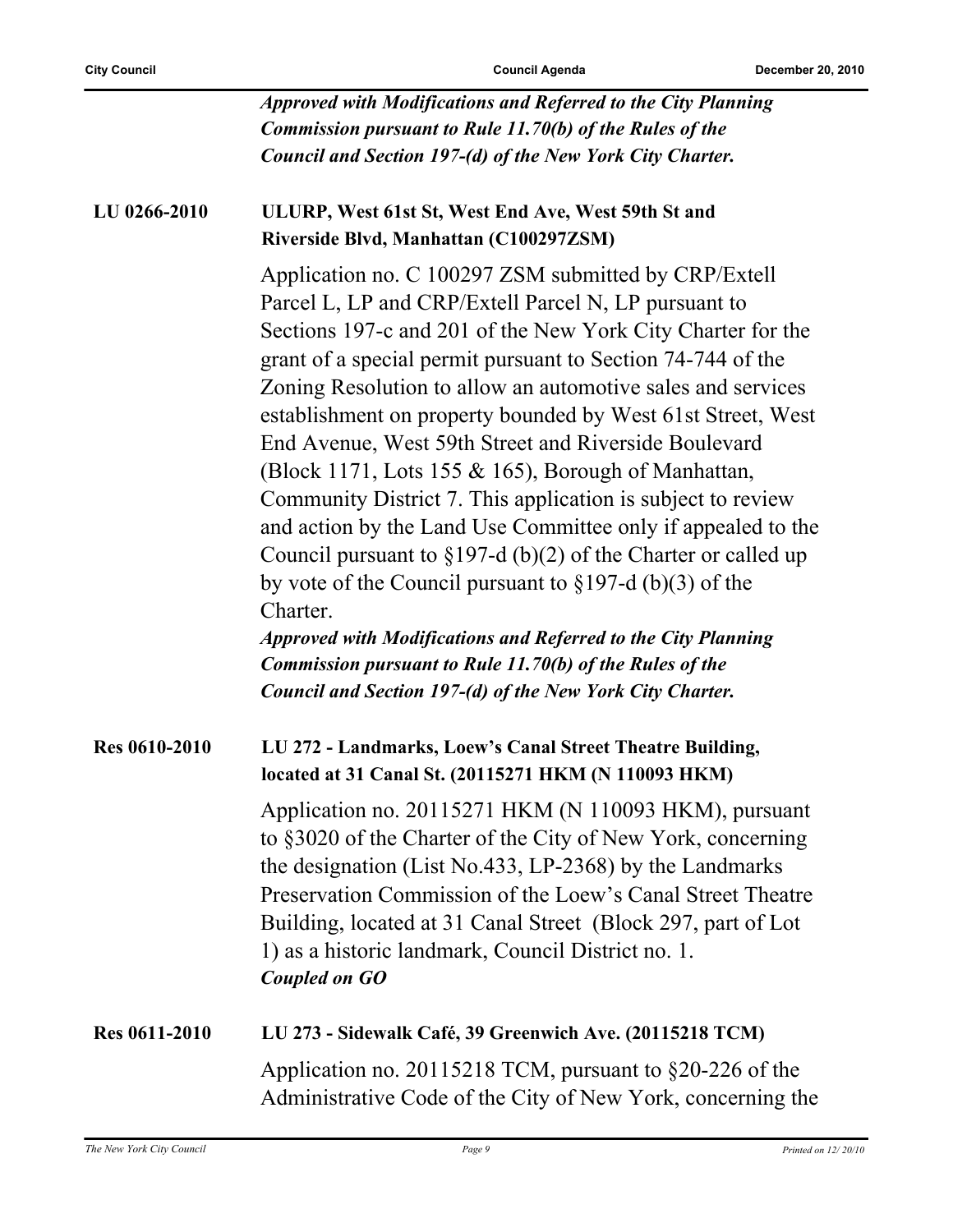*Approved with Modifications and Referred to the City Planning Commission pursuant to Rule 11.70(b) of the Rules of the Council and Section 197-(d) of the New York City Charter.*

**LU 0266-2010** **ULURP, West 61st St, West End Ave, West 59th St and Riverside Blvd, Manhattan (C100297ZSM)**

Application no. C 100297 ZSM submitted by CRP/Extell Parcel L, LP and CRP/Extell Parcel N, LP pursuant to Sections 197-c and 201 of the New York City Charter for the grant of a special permit pursuant to Section 74-744 of the Zoning Resolution to allow an automotive sales and services establishment on property bounded by West 61st Street, West End Avenue, West 59th Street and Riverside Boulevard (Block 1171, Lots 155 & 165), Borough of Manhattan, Community District 7. This application is subject to review and action by the Land Use Committee only if appealed to the Council pursuant to §197-d (b)(2) of the Charter or called up by vote of the Council pursuant to §197-d (b)(3) of the Charter.

*Approved with Modifications and Referred to the City Planning Commission pursuant to Rule 11.70(b) of the Rules of the Council and Section 197-(d) of the New York City Charter.*

**Res 0610-2010** **LU 272 - Landmarks, Loew's Canal Street Theatre Building, located at 31 Canal St. (20115271 HKM (N 110093 HKM)**

Application no. 20115271 HKM (N 110093 HKM), pursuant to §3020 of the Charter of the City of New York, concerning the designation (List No.433, LP-2368) by the Landmarks Preservation Commission of the Loew's Canal Street Theatre Building, located at 31 Canal Street (Block 297, part of Lot 1) as a historic landmark, Council District no. 1.

*Coupled on GO*

**Res 0611-2010** **LU 273 - Sidewalk Café, 39 Greenwich Ave. (20115218 TCM)**

Application no. 20115218 TCM, pursuant to §20-226 of the Administrative Code of the City of New York, concerning the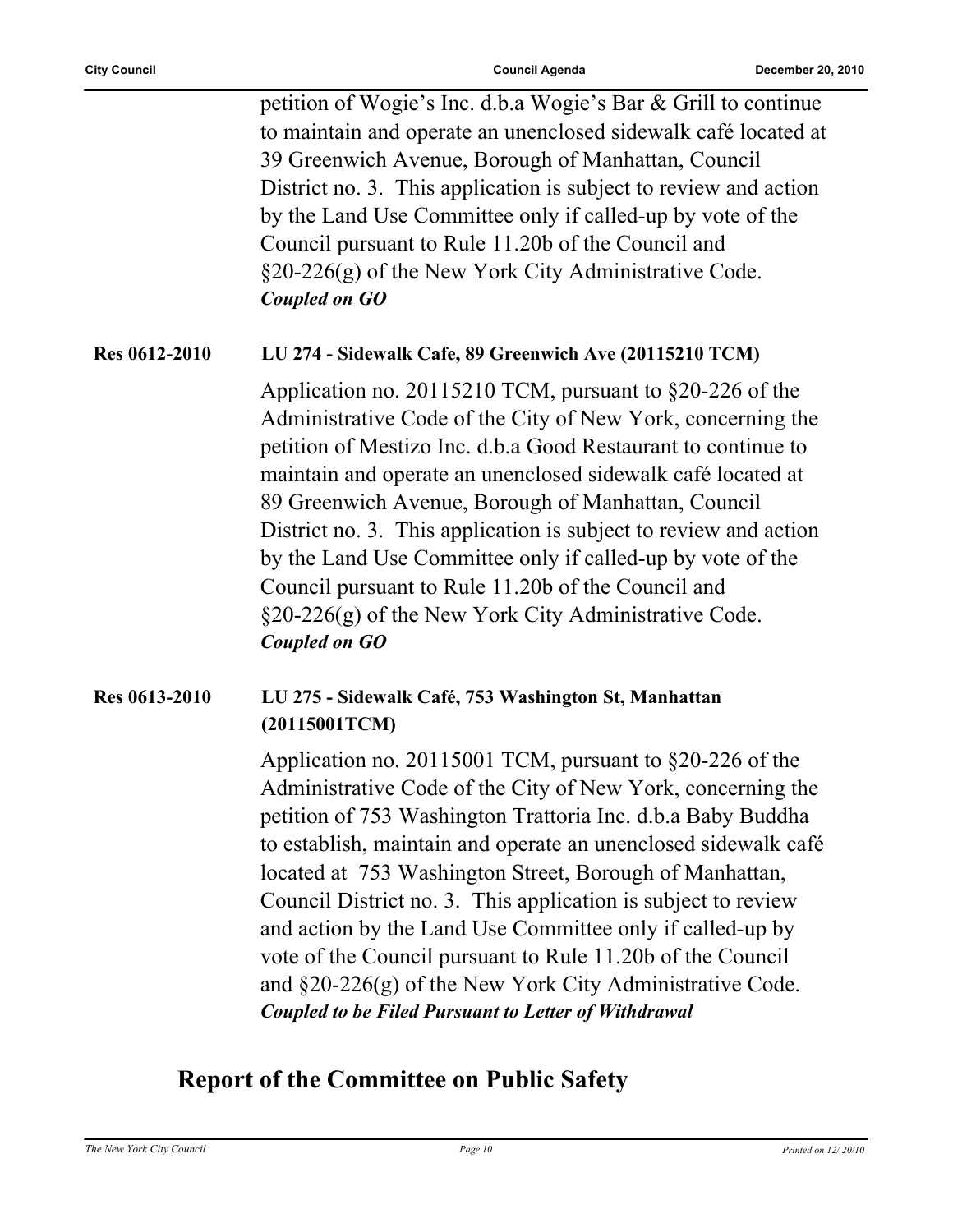petition of Wogie's Inc. d.b.a Wogie's Bar & Grill to continue to maintain and operate an unenclosed sidewalk café located at 39 Greenwich Avenue, Borough of Manhattan, Council District no. 3. This application is subject to review and action by the Land Use Committee only if called-up by vote of the Council pursuant to Rule 11.20b of the Council and §20-226(g) of the New York City Administrative Code.
***Coupled on GO***

**Res 0612-2010** **LU 274 - Sidewalk Cafe, 89 Greenwich Ave (20115210 TCM)**

Application no. 20115210 TCM, pursuant to §20-226 of the Administrative Code of the City of New York, concerning the petition of Mestizo Inc. d.b.a Good Restaurant to continue to maintain and operate an unenclosed sidewalk café located at 89 Greenwich Avenue, Borough of Manhattan, Council District no. 3. This application is subject to review and action by the Land Use Committee only if called-up by vote of the Council pursuant to Rule 11.20b of the Council and §20-226(g) of the New York City Administrative Code.
***Coupled on GO***

**Res 0613-2010** **LU 275 - Sidewalk Café, 753 Washington St, Manhattan (20115001TCM)**

Application no. 20115001 TCM, pursuant to §20-226 of the Administrative Code of the City of New York, concerning the petition of 753 Washington Trattoria Inc. d.b.a Baby Buddha to establish, maintain and operate an unenclosed sidewalk café located at 753 Washington Street, Borough of Manhattan, Council District no. 3. This application is subject to review and action by the Land Use Committee only if called-up by vote of the Council pursuant to Rule 11.20b of the Council and §20-226(g) of the New York City Administrative Code.
***Coupled to be Filed Pursuant to Letter of Withdrawal***

## Report of the Committee on Public Safety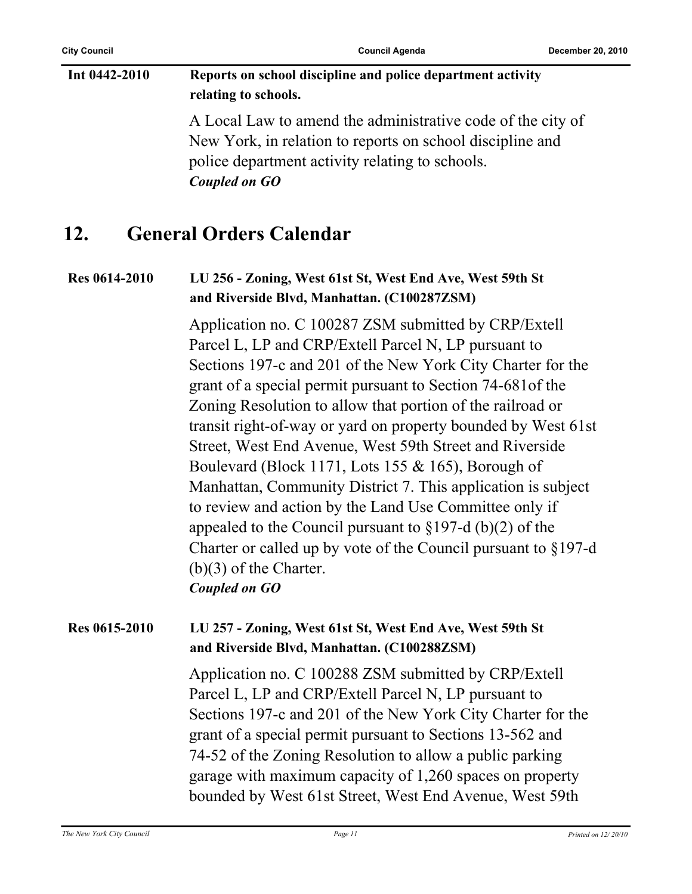**Int 0442-2010** **Reports on school discipline and police department activity relating to schools.**

A Local Law to amend the administrative code of the city of New York, in relation to reports on school discipline and police department activity relating to schools.
***Coupled on GO***

## 12. General Orders Calendar

**Res 0614-2010** **LU 256 - Zoning, West 61st St, West End Ave, West 59th St and Riverside Blvd, Manhattan. (C100287ZSM)**

Application no. C 100287 ZSM submitted by CRP/Extell Parcel L, LP and CRP/Extell Parcel N, LP pursuant to Sections 197-c and 201 of the New York City Charter for the grant of a special permit pursuant to Section 74-681of the Zoning Resolution to allow that portion of the railroad or transit right-of-way or yard on property bounded by West 61st Street, West End Avenue, West 59th Street and Riverside Boulevard (Block 1171, Lots 155 & 165), Borough of Manhattan, Community District 7. This application is subject to review and action by the Land Use Committee only if appealed to the Council pursuant to §197-d (b)(2) of the Charter or called up by vote of the Council pursuant to §197-d (b)(3) of the Charter.
***Coupled on GO***

**Res 0615-2010** **LU 257 - Zoning, West 61st St, West End Ave, West 59th St and Riverside Blvd, Manhattan. (C100288ZSM)**

Application no. C 100288 ZSM submitted by CRP/Extell Parcel L, LP and CRP/Extell Parcel N, LP pursuant to Sections 197-c and 201 of the New York City Charter for the grant of a special permit pursuant to Sections 13-562 and 74-52 of the Zoning Resolution to allow a public parking garage with maximum capacity of 1,260 spaces on property bounded by West 61st Street, West End Avenue, West 59th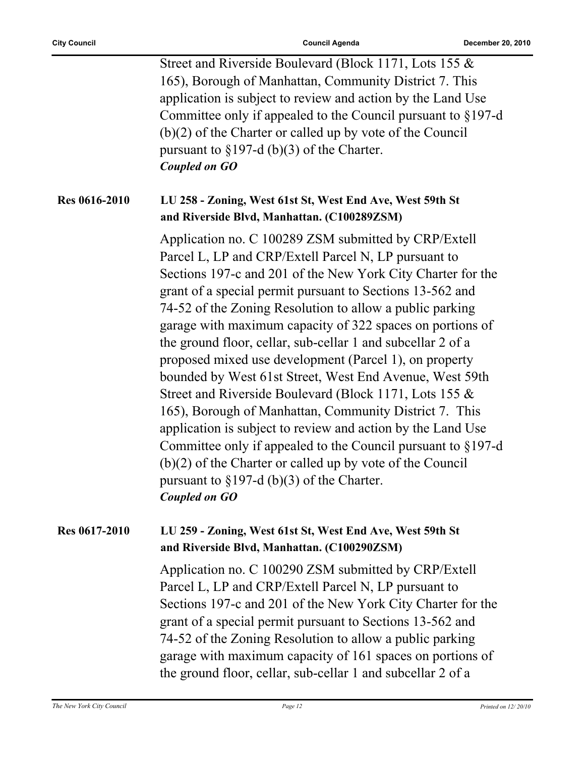Street and Riverside Boulevard (Block 1171, Lots 155 & 165), Borough of Manhattan, Community District 7. This application is subject to review and action by the Land Use Committee only if appealed to the Council pursuant to §197-d (b)(2) of the Charter or called up by vote of the Council pursuant to §197-d (b)(3) of the Charter.
***Coupled on GO***

**Res 0616-2010** **LU 258 - Zoning, West 61st St, West End Ave, West 59th St and Riverside Blvd, Manhattan. (C100289ZSM)**

Application no. C 100289 ZSM submitted by CRP/Extell Parcel L, LP and CRP/Extell Parcel N, LP pursuant to Sections 197-c and 201 of the New York City Charter for the grant of a special permit pursuant to Sections 13-562 and 74-52 of the Zoning Resolution to allow a public parking garage with maximum capacity of 322 spaces on portions of the ground floor, cellar, sub-cellar 1 and subcellar 2 of a proposed mixed use development (Parcel 1), on property bounded by West 61st Street, West End Avenue, West 59th Street and Riverside Boulevard (Block 1171, Lots 155 & 165), Borough of Manhattan, Community District 7. This application is subject to review and action by the Land Use Committee only if appealed to the Council pursuant to §197-d (b)(2) of the Charter or called up by vote of the Council pursuant to §197-d (b)(3) of the Charter.
***Coupled on GO***

**Res 0617-2010** **LU 259 - Zoning, West 61st St, West End Ave, West 59th St and Riverside Blvd, Manhattan. (C100290ZSM)**

Application no. C 100290 ZSM submitted by CRP/Extell Parcel L, LP and CRP/Extell Parcel N, LP pursuant to Sections 197-c and 201 of the New York City Charter for the grant of a special permit pursuant to Sections 13-562 and 74-52 of the Zoning Resolution to allow a public parking garage with maximum capacity of 161 spaces on portions of the ground floor, cellar, sub-cellar 1 and subcellar 2 of a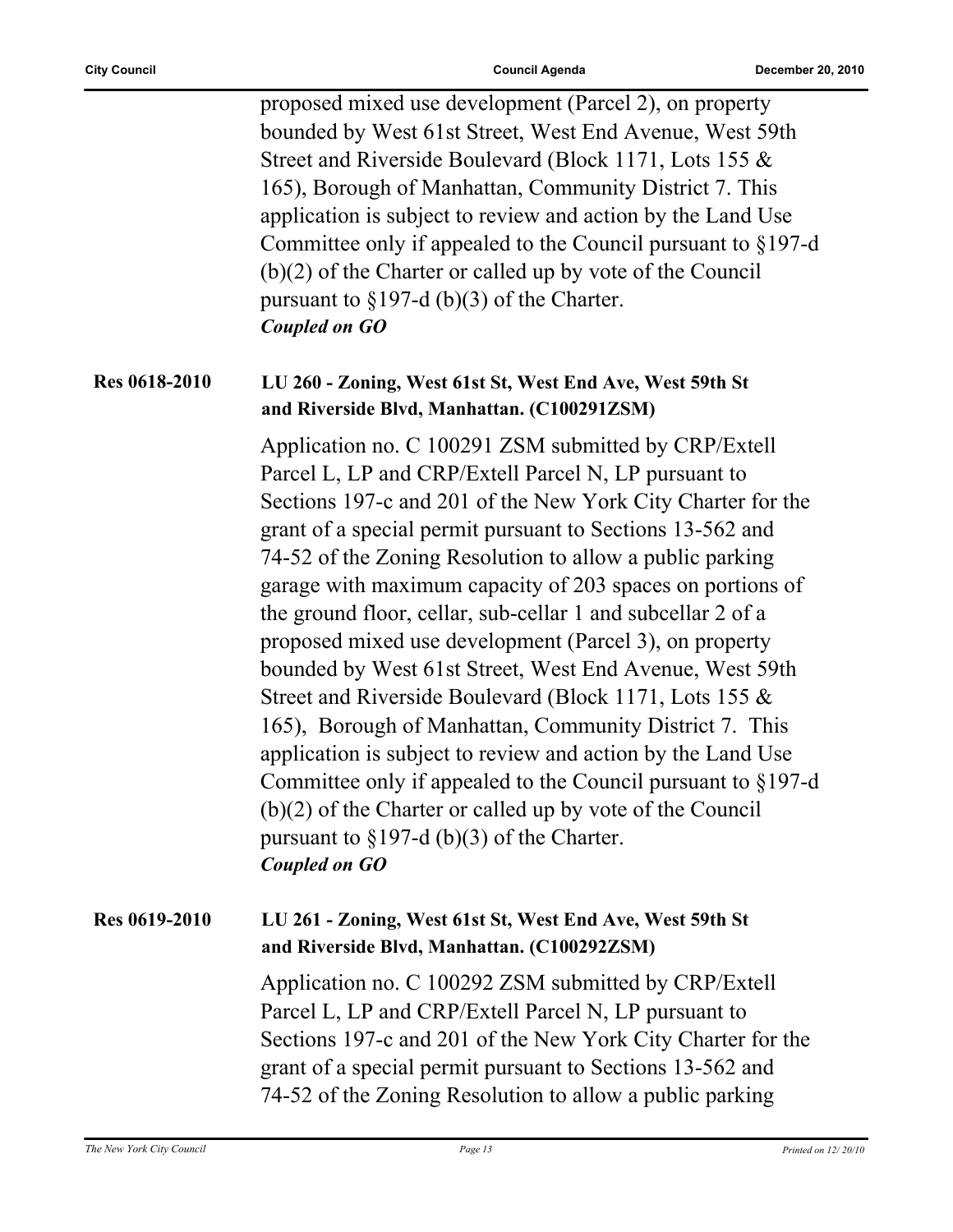proposed mixed use development (Parcel 2), on property bounded by West 61st Street, West End Avenue, West 59th Street and Riverside Boulevard (Block 1171, Lots 155 & 165), Borough of Manhattan, Community District 7. This application is subject to review and action by the Land Use Committee only if appealed to the Council pursuant to §197-d (b)(2) of the Charter or called up by vote of the Council pursuant to §197-d (b)(3) of the Charter.
***Coupled on GO***

**Res 0618-2010** **LU 260 - Zoning, West 61st St, West End Ave, West 59th St and Riverside Blvd, Manhattan. (C100291ZSM)**

Application no. C 100291 ZSM submitted by CRP/Extell Parcel L, LP and CRP/Extell Parcel N, LP pursuant to Sections 197-c and 201 of the New York City Charter for the grant of a special permit pursuant to Sections 13-562 and 74-52 of the Zoning Resolution to allow a public parking garage with maximum capacity of 203 spaces on portions of the ground floor, cellar, sub-cellar 1 and subcellar 2 of a proposed mixed use development (Parcel 3), on property bounded by West 61st Street, West End Avenue, West 59th Street and Riverside Boulevard (Block 1171, Lots 155 & 165), Borough of Manhattan, Community District 7. This application is subject to review and action by the Land Use Committee only if appealed to the Council pursuant to §197-d (b)(2) of the Charter or called up by vote of the Council pursuant to §197-d (b)(3) of the Charter.
***Coupled on GO***

**Res 0619-2010** **LU 261 - Zoning, West 61st St, West End Ave, West 59th St and Riverside Blvd, Manhattan. (C100292ZSM)**

Application no. C 100292 ZSM submitted by CRP/Extell Parcel L, LP and CRP/Extell Parcel N, LP pursuant to Sections 197-c and 201 of the New York City Charter for the grant of a special permit pursuant to Sections 13-562 and 74-52 of the Zoning Resolution to allow a public parking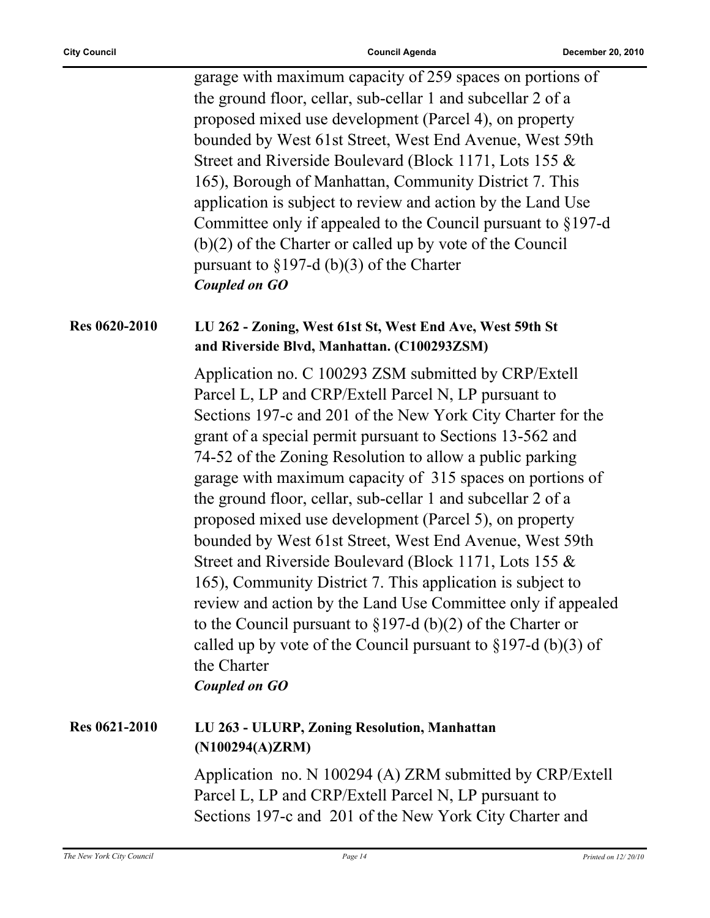garage with maximum capacity of 259 spaces on portions of the ground floor, cellar, sub-cellar 1 and subcellar 2 of a proposed mixed use development (Parcel 4), on property bounded by West 61st Street, West End Avenue, West 59th Street and Riverside Boulevard (Block 1171, Lots 155 & 165), Borough of Manhattan, Community District 7. This application is subject to review and action by the Land Use Committee only if appealed to the Council pursuant to §197-d (b)(2) of the Charter or called up by vote of the Council pursuant to §197-d (b)(3) of the Charter

***Coupled on GO***

**Res 0620-2010** **LU 262 - Zoning, West 61st St, West End Ave, West 59th St and Riverside Blvd, Manhattan. (C100293ZSM)**

Application no. C 100293 ZSM submitted by CRP/Extell Parcel L, LP and CRP/Extell Parcel N, LP pursuant to Sections 197-c and 201 of the New York City Charter for the grant of a special permit pursuant to Sections 13-562 and 74-52 of the Zoning Resolution to allow a public parking garage with maximum capacity of 315 spaces on portions of the ground floor, cellar, sub-cellar 1 and subcellar 2 of a proposed mixed use development (Parcel 5), on property bounded by West 61st Street, West End Avenue, West 59th Street and Riverside Boulevard (Block 1171, Lots 155 & 165), Community District 7. This application is subject to review and action by the Land Use Committee only if appealed to the Council pursuant to §197-d (b)(2) of the Charter or called up by vote of the Council pursuant to §197-d (b)(3) of the Charter

***Coupled on GO***

**Res 0621-2010** **LU 263 - ULURP, Zoning Resolution, Manhattan (N100294(A)ZRM)**

Application no. N 100294 (A) ZRM submitted by CRP/Extell Parcel L, LP and CRP/Extell Parcel N, LP pursuant to Sections 197-c and 201 of the New York City Charter and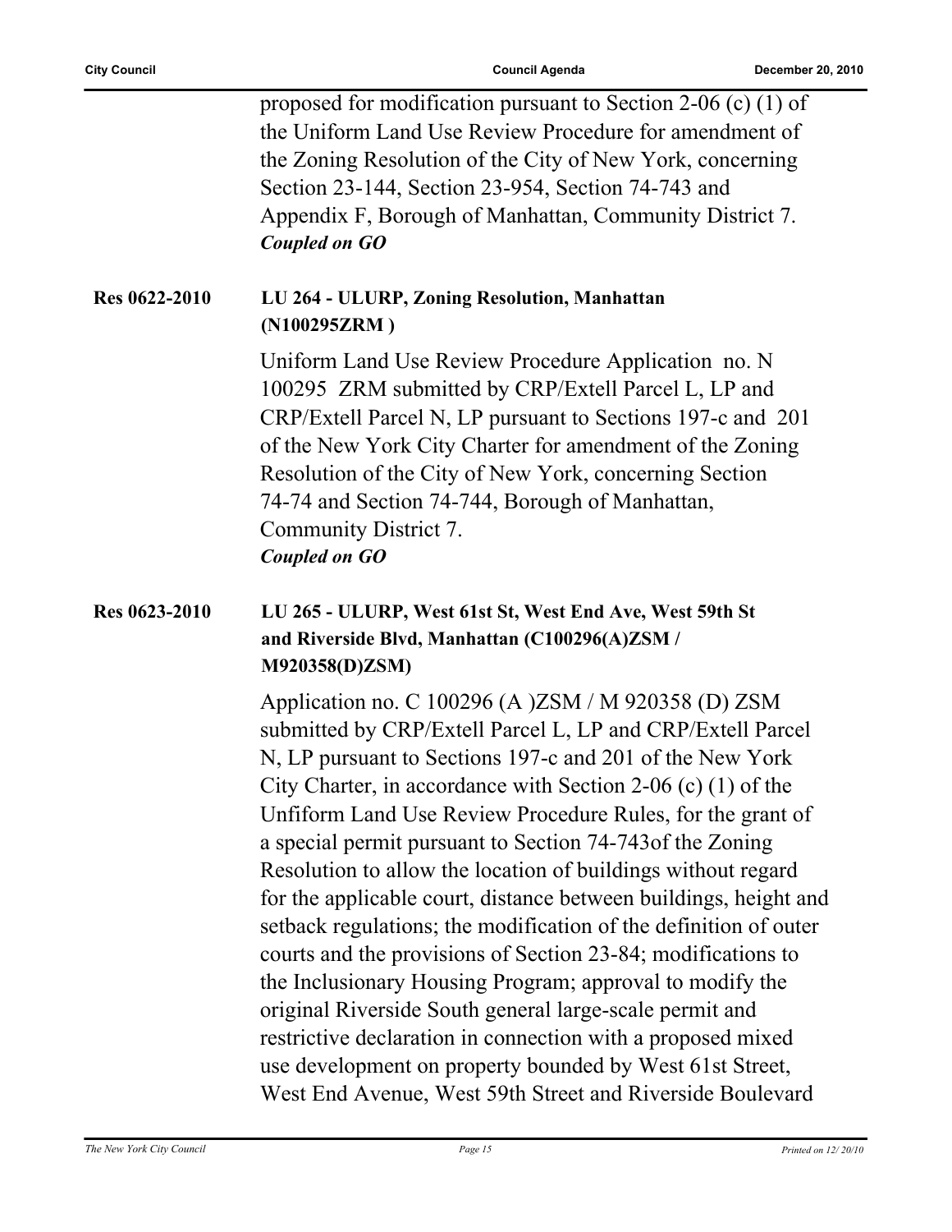proposed for modification pursuant to Section 2-06 (c) (1) of the Uniform Land Use Review Procedure for amendment of the Zoning Resolution of the City of New York, concerning Section 23-144, Section 23-954, Section 74-743 and Appendix F, Borough of Manhattan, Community District 7.
***Coupled on GO***

**Res 0622-2010** **LU 264 - ULURP, Zoning Resolution, Manhattan (N100295ZRM )**

Uniform Land Use Review Procedure Application no. N 100295 ZRM submitted by CRP/Extell Parcel L, LP and CRP/Extell Parcel N, LP pursuant to Sections 197-c and 201 of the New York City Charter for amendment of the Zoning Resolution of the City of New York, concerning Section 74-74 and Section 74-744, Borough of Manhattan, Community District 7.
***Coupled on GO***

**Res 0623-2010** **LU 265 - ULURP, West 61st St, West End Ave, West 59th St and Riverside Blvd, Manhattan (C100296(A)ZSM / M920358(D)ZSM)**

Application no. C 100296 (A )ZSM / M 920358 (D) ZSM submitted by CRP/Extell Parcel L, LP and CRP/Extell Parcel N, LP pursuant to Sections 197-c and 201 of the New York City Charter, in accordance with Section 2-06 (c) (1) of the Unfiform Land Use Review Procedure Rules, for the grant of a special permit pursuant to Section 74-743of the Zoning Resolution to allow the location of buildings without regard for the applicable court, distance between buildings, height and setback regulations; the modification of the definition of outer courts and the provisions of Section 23-84; modifications to the Inclusionary Housing Program; approval to modify the original Riverside South general large-scale permit and restrictive declaration in connection with a proposed mixed use development on property bounded by West 61st Street, West End Avenue, West 59th Street and Riverside Boulevard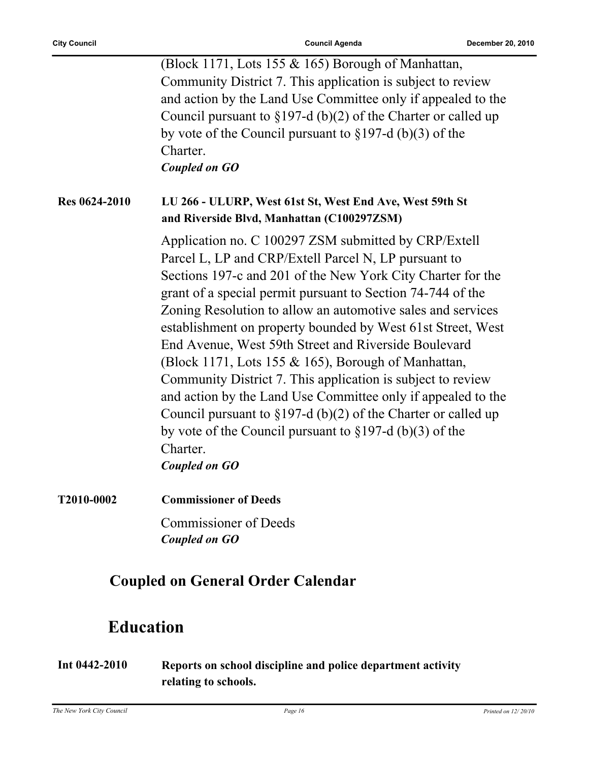(Block 1171, Lots 155 & 165) Borough of Manhattan, Community District 7. This application is subject to review and action by the Land Use Committee only if appealed to the Council pursuant to §197-d (b)(2) of the Charter or called up by vote of the Council pursuant to §197-d (b)(3) of the Charter.

***Coupled on GO***

**Res 0624-2010** **LU 266 - ULURP, West 61st St, West End Ave, West 59th St and Riverside Blvd, Manhattan (C100297ZSM)**

Application no. C 100297 ZSM submitted by CRP/Extell Parcel L, LP and CRP/Extell Parcel N, LP pursuant to Sections 197-c and 201 of the New York City Charter for the grant of a special permit pursuant to Section 74-744 of the Zoning Resolution to allow an automotive sales and services establishment on property bounded by West 61st Street, West End Avenue, West 59th Street and Riverside Boulevard (Block 1171, Lots 155 & 165), Borough of Manhattan, Community District 7. This application is subject to review and action by the Land Use Committee only if appealed to the Council pursuant to §197-d (b)(2) of the Charter or called up by vote of the Council pursuant to §197-d (b)(3) of the Charter.

***Coupled on GO***

**T2010-0002** **Commissioner of Deeds**

Commissioner of Deeds

***Coupled on GO***

## Coupled on General Order Calendar

## Education

**Int 0442-2010** **Reports on school discipline and police department activity relating to schools.**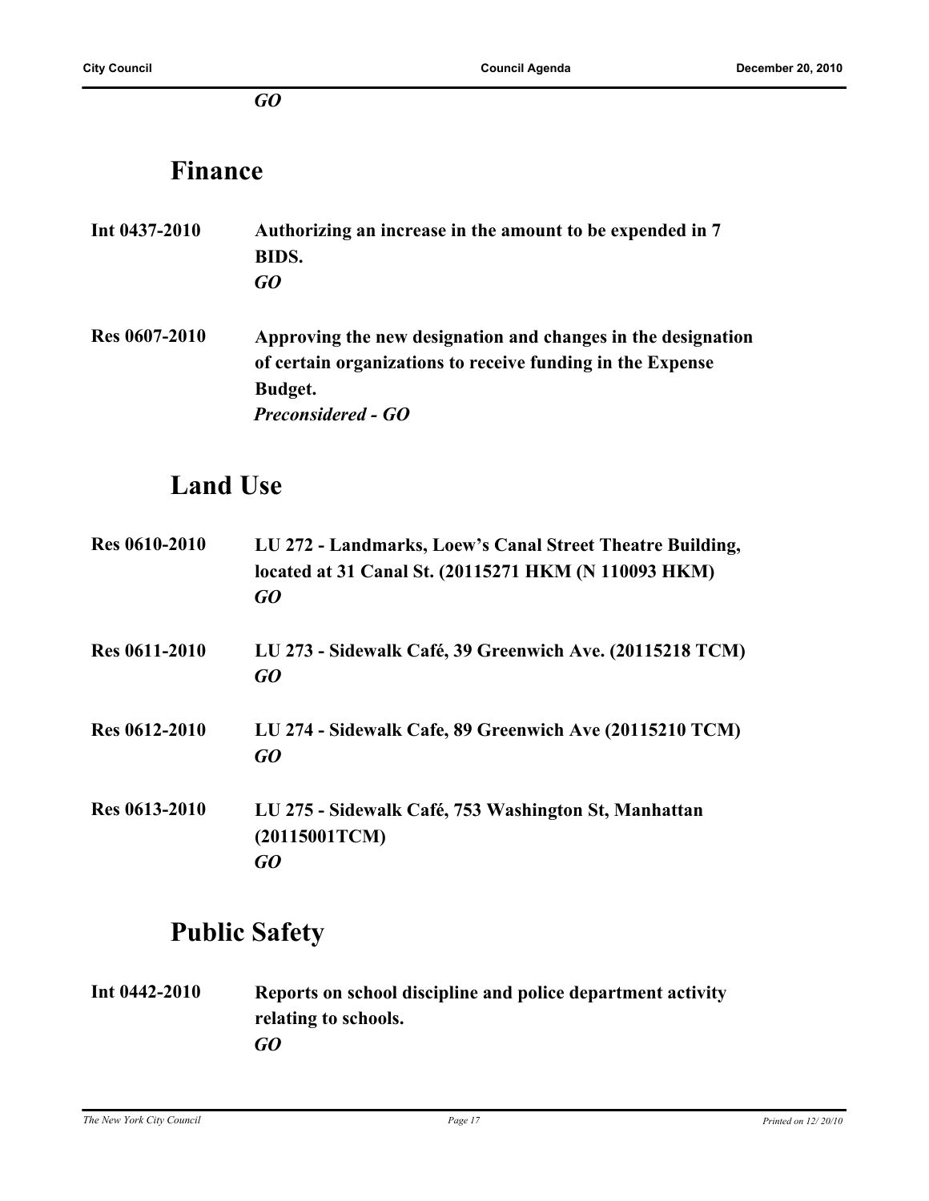*GO*

## Finance

**Int 0437-2010** **Authorizing an increase in the amount to be expended in 7 BIDS.**
*GO*

**Res 0607-2010** **Approving the new designation and changes in the designation of certain organizations to receive funding in the Expense Budget.**
*Preconsidered - GO*

## Land Use

**Res 0610-2010** **LU 272 - Landmarks, Loew's Canal Street Theatre Building, located at 31 Canal St. (20115271 HKM (N 110093 HKM)**
*GO*

**Res 0611-2010** **LU 273 - Sidewalk Café, 39 Greenwich Ave. (20115218 TCM)**
*GO*

**Res 0612-2010** **LU 274 - Sidewalk Cafe, 89 Greenwich Ave (20115210 TCM)**
*GO*

**Res 0613-2010** **LU 275 - Sidewalk Café, 753 Washington St, Manhattan (20115001TCM)**
*GO*

## Public Safety

**Int 0442-2010** **Reports on school discipline and police department activity relating to schools.**
*GO*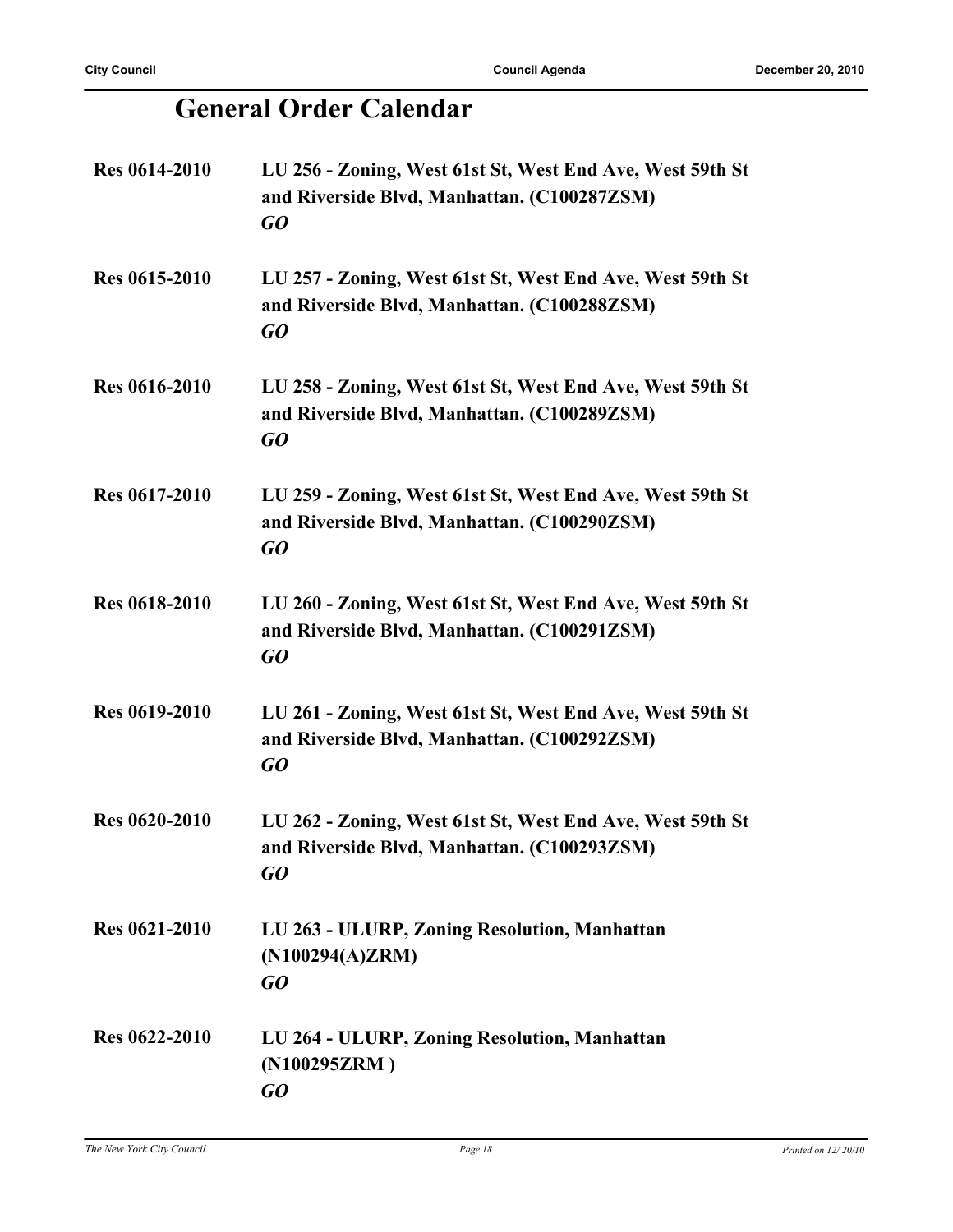# General Order Calendar

| | |
|---|---|
| **Res 0614-2010** | **LU 256 - Zoning, West 61st St, West End Ave, West 59th St and Riverside Blvd, Manhattan. (C100287ZSM)**<br>***GO*** |
| **Res 0615-2010** | **LU 257 - Zoning, West 61st St, West End Ave, West 59th St and Riverside Blvd, Manhattan. (C100288ZSM)**<br>***GO*** |
| **Res 0616-2010** | **LU 258 - Zoning, West 61st St, West End Ave, West 59th St and Riverside Blvd, Manhattan. (C100289ZSM)**<br>***GO*** |
| **Res 0617-2010** | **LU 259 - Zoning, West 61st St, West End Ave, West 59th St and Riverside Blvd, Manhattan. (C100290ZSM)**<br>***GO*** |
| **Res 0618-2010** | **LU 260 - Zoning, West 61st St, West End Ave, West 59th St and Riverside Blvd, Manhattan. (C100291ZSM)**<br>***GO*** |
| **Res 0619-2010** | **LU 261 - Zoning, West 61st St, West End Ave, West 59th St and Riverside Blvd, Manhattan. (C100292ZSM)**<br>***GO*** |
| **Res 0620-2010** | **LU 262 - Zoning, West 61st St, West End Ave, West 59th St and Riverside Blvd, Manhattan. (C100293ZSM)**<br>***GO*** |
| **Res 0621-2010** | **LU 263 - ULURP, Zoning Resolution, Manhattan (N100294(A)ZRM)**<br>***GO*** |
| **Res 0622-2010** | **LU 264 - ULURP, Zoning Resolution, Manhattan (N100295ZRM )**<br>***GO*** |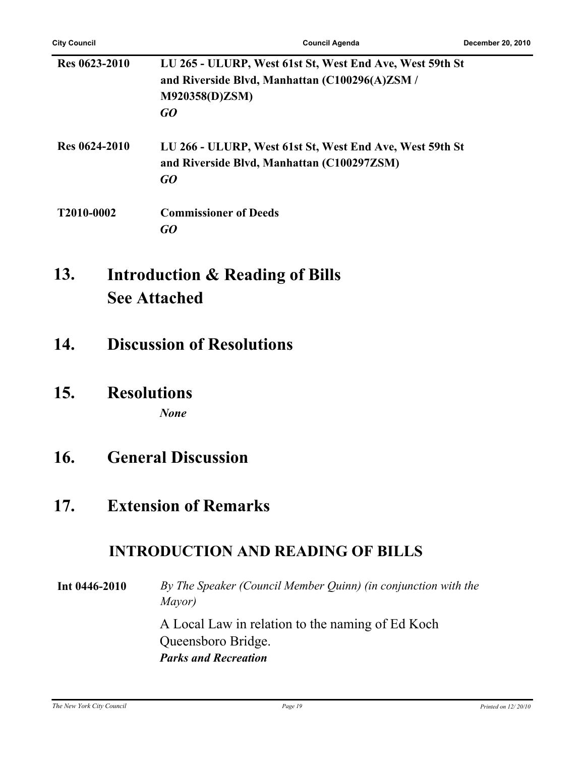**Res 0623-2010** **LU 265 - ULURP, West 61st St, West End Ave, West 59th St and Riverside Blvd, Manhattan (C100296(A)ZSM / M920358(D)ZSM)**
***GO***

**Res 0624-2010** **LU 266 - ULURP, West 61st St, West End Ave, West 59th St and Riverside Blvd, Manhattan (C100297ZSM)**
***GO***

**T2010-0002** **Commissioner of Deeds**
***GO***

## 13. Introduction & Reading of Bills See Attached

## 14. Discussion of Resolutions

## 15. Resolutions

***None***

## 16. General Discussion

## 17. Extension of Remarks

### INTRODUCTION AND READING OF BILLS

**Int 0446-2010** *By The Speaker (Council Member Quinn) (in conjunction with the Mayor)*

A Local Law in relation to the naming of Ed Koch Queensboro Bridge.
***Parks and Recreation***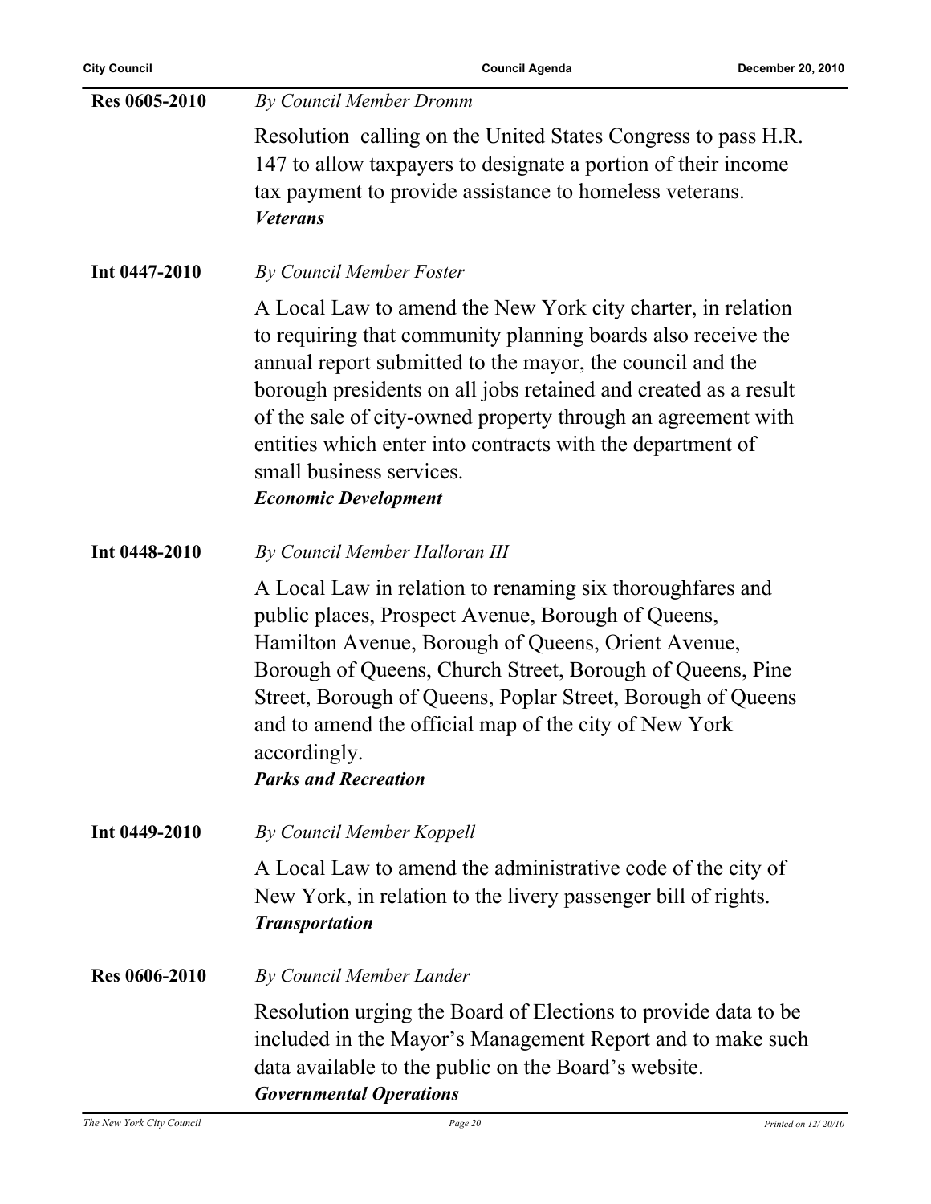**Res 0605-2010** *By Council Member Dromm*

Resolution calling on the United States Congress to pass H.R. 147 to allow taxpayers to designate a portion of their income tax payment to provide assistance to homeless veterans.
***Veterans***

**Int 0447-2010** *By Council Member Foster*

A Local Law to amend the New York city charter, in relation to requiring that community planning boards also receive the annual report submitted to the mayor, the council and the borough presidents on all jobs retained and created as a result of the sale of city-owned property through an agreement with entities which enter into contracts with the department of small business services.
***Economic Development***

**Int 0448-2010** *By Council Member Halloran III*

A Local Law in relation to renaming six thoroughfares and public places, Prospect Avenue, Borough of Queens, Hamilton Avenue, Borough of Queens, Orient Avenue, Borough of Queens, Church Street, Borough of Queens, Pine Street, Borough of Queens, Poplar Street, Borough of Queens and to amend the official map of the city of New York accordingly.
***Parks and Recreation***

**Int 0449-2010** *By Council Member Koppell*

A Local Law to amend the administrative code of the city of New York, in relation to the livery passenger bill of rights.
***Transportation***

**Res 0606-2010** *By Council Member Lander*

Resolution urging the Board of Elections to provide data to be included in the Mayor's Management Report and to make such data available to the public on the Board's website.
***Governmental Operations***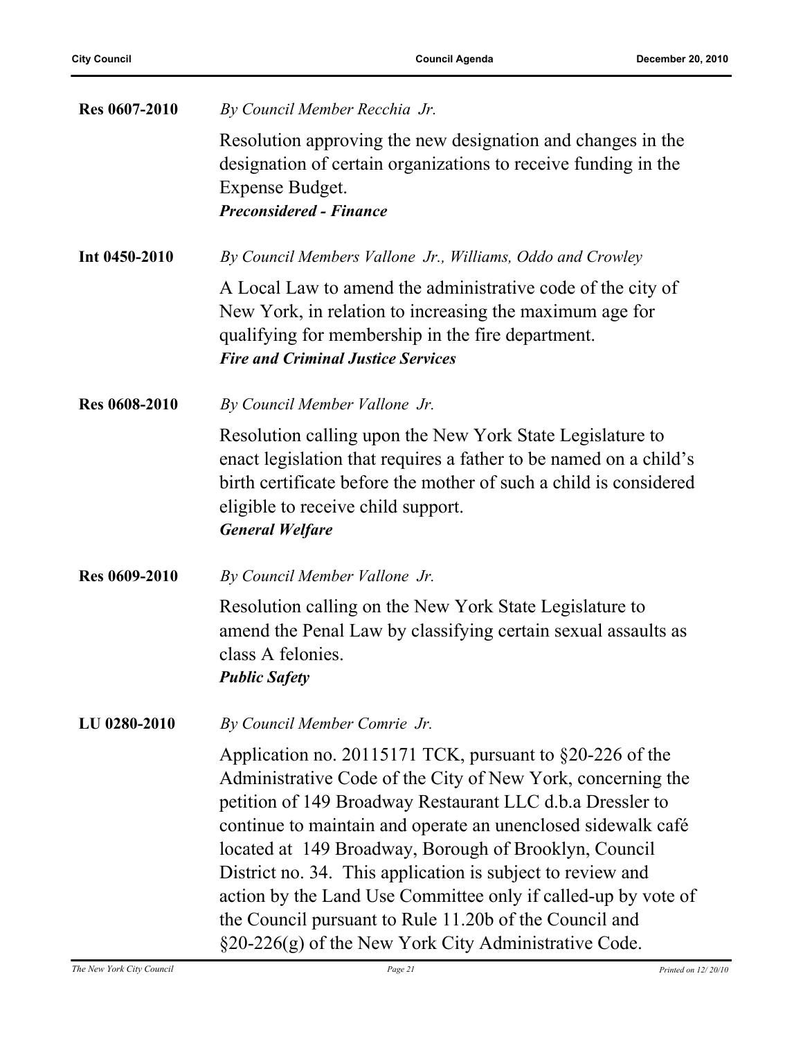**Res 0607-2010**

*By Council Member Recchia Jr.*

Resolution approving the new designation and changes in the designation of certain organizations to receive funding in the Expense Budget.

***Preconsidered - Finance***

**Int 0450-2010**

*By Council Members Vallone Jr., Williams, Oddo and Crowley*

A Local Law to amend the administrative code of the city of New York, in relation to increasing the maximum age for qualifying for membership in the fire department.

***Fire and Criminal Justice Services***

**Res 0608-2010**

*By Council Member Vallone Jr.*

Resolution calling upon the New York State Legislature to enact legislation that requires a father to be named on a child's birth certificate before the mother of such a child is considered eligible to receive child support.

***General Welfare***

**Res 0609-2010**

*By Council Member Vallone Jr.*

Resolution calling on the New York State Legislature to amend the Penal Law by classifying certain sexual assaults as class A felonies.

***Public Safety***

**LU 0280-2010**

*By Council Member Comrie Jr.*

Application no. 20115171 TCK, pursuant to §20-226 of the Administrative Code of the City of New York, concerning the petition of 149 Broadway Restaurant LLC d.b.a Dressler to continue to maintain and operate an unenclosed sidewalk café located at 149 Broadway, Borough of Brooklyn, Council District no. 34. This application is subject to review and action by the Land Use Committee only if called-up by vote of the Council pursuant to Rule 11.20b of the Council and §20-226(g) of the New York City Administrative Code.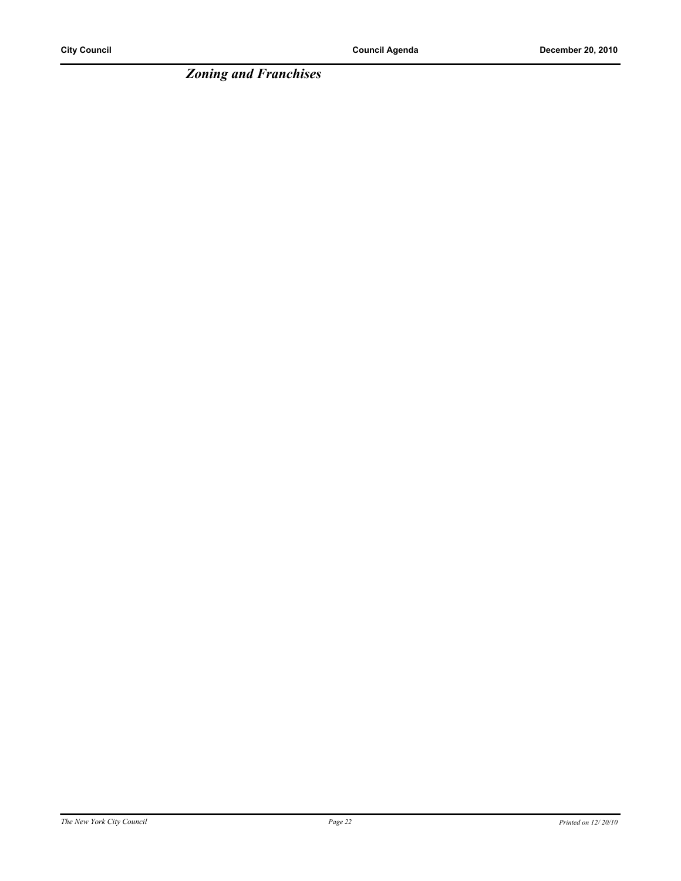***Zoning and Franchises***